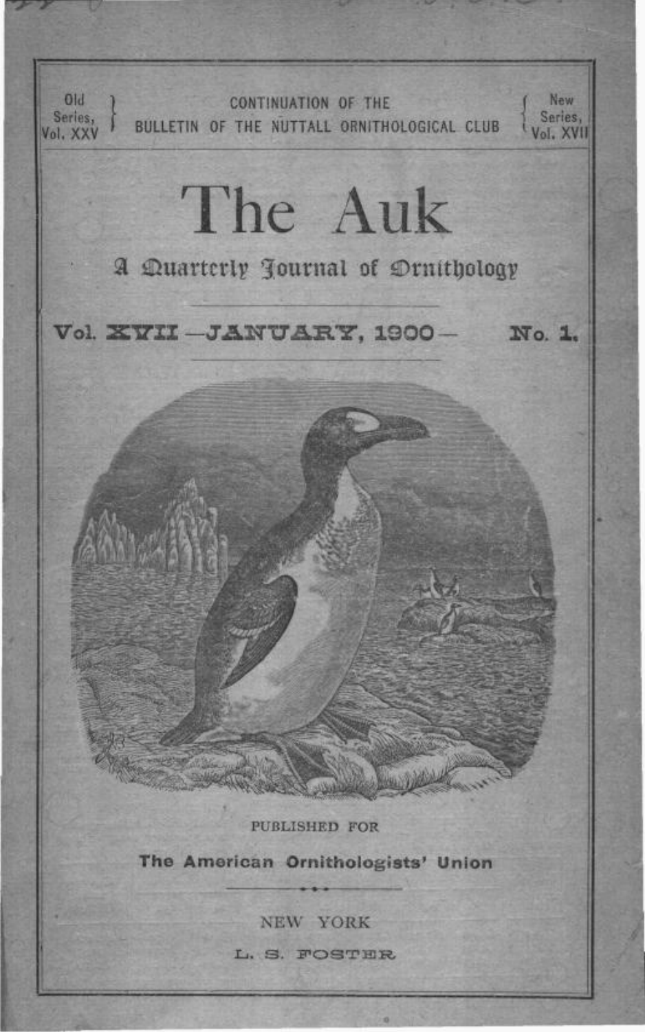Old Series, Vol. XXV — CONTINUATION OF THE BULLETIN OF THE NUTTALL ORNITHOLOGICAL CLUB — New Series, Vol. XVII

# The Auk

## A Quarterly Journal of Ornithology

**Vol. XVII — JANUARY, 1900 — No. 1.**

PUBLISHED FOR

**The American Ornithologists' Union**

NEW YORK

L. S. FOSTER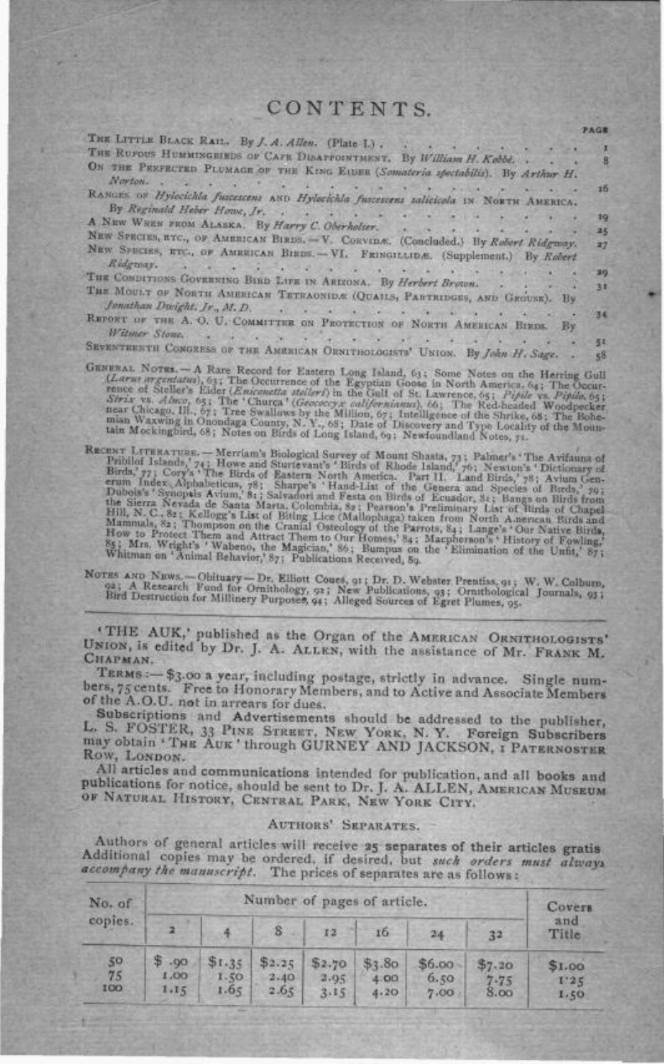# CONTENTS.

| | PAGE |
|---|---|
| THE LITTLE BLACK RAIL. By *J. A. Allen*. (Plate I.) | 1 |
| THE RUFOUS HUMMINGBIRDS OF CAPE DISAPPOINTMENT. By *William H. Kobbé* | 8 |
| ON THE PERFECTED PLUMAGE OF THE KING EIDER (*Somateria spectabilis*). By *Arthur H. Norton* | 16 |
| RANGES OF *Hylocichla fuscescens* AND *Hylocichla fuscescens salicicola* IN NORTH AMERICA. By *Reginald Heber Howe, Jr.* | 19 |
| A NEW WREN FROM ALASKA. By *Harry C. Oberholser* | 25 |
| NEW SPECIES, ETC., OF AMERICAN BIRDS.—V. CORVIDÆ. (Concluded.) By *Robert Ridgway* | 27 |
| NEW SPECIES, ETC., OF AMERICAN BIRDS.—VI. FRINGILLIDÆ. (Supplement.) By *Robert Ridgway* | 29 |
| THE CONDITIONS GOVERNING BIRD LIFE IN ARIZONA. By *Herbert Brown* | 31 |
| THE MOULT OF NORTH AMERICAN TETRAONIDÆ (QUAILS, PARTRIDGES, AND GROUSE). By *Jonathan Dwight, Jr., M. D.* | 34 |
| REPORT OF THE A. O. U. COMMITTEE ON PROTECTION OF NORTH AMERICAN BIRDS. By *Witmer Stone* | 51 |
| SEVENTEENTH CONGRESS OF THE AMERICAN ORNITHOLOGISTS' UNION. By *John H. Sage* | 58 |

GENERAL NOTES.—A Rare Record for Eastern Long Island, 63; Some Notes on the Herring Gull (*Larus argentatus*), 63; The Occurrence of the Egyptian Goose in North America, 64; The Occurrence of Steller's Eider (*Eniconetta stelleri*) in the Gulf of St. Lawrence, 65; *Pipile* vs. *Pipilo*, 65; *Strix* vs. *Aluco*, 65; The 'Churca' (*Geococcyx californianus*), 66; The Red-headed Woodpecker near Chicago, Ill., 67; Tree Swallows by the Million, 67; Intelligence of the Shrike, 68; The Bohemian Waxwing in Onondaga County, N. Y., 68; Date of Discovery and Type Locality of the Mountain Mockingbird, 68; Notes on Birds of Long Island, 69; Newfoundland Notes, 71.

RECENT LITERATURE.—Merriam's Biological Survey of Mount Shasta, 73; Palmer's 'The Avifauna of Pribilof Islands,' 74; Howe and Sturtevant's 'Birds of Rhode Island,' 76; Newton's 'Dictionary of Birds,' 77; Cory's 'The Birds of Eastern North America. Part II. Land Birds,' 78; Avium Generum Index Alphabeticus, 78; Sharpe's 'Hand-List of the Genera and Species of Birds,' 79; Dubois's 'Synopsis Avium,' 81; Salvadori and Festa on Birds of Ecuador, 81; Bangs on Birds from the Sierra Nevada de Santa Marta, Colombia, 82; Pearson's Preliminary List of Birds of Chapel Hill, N. C., 82; Kellogg's List of Biting Lice (Mallophaga) taken from North American Birds and Mammals, 82; Thompson on the Cranial Osteology of the Parrots, 84; Lange's 'Our Native Birds, How to Protect Them and Attract Them to Our Homes,' 84; Macpherson's 'History of Fowling,' 85; Mrs. Wright's 'Wabeno, the Magician,' 86; Bumpus on the 'Elimination of the Unfit,' 87; Whitman on 'Animal Behavior,' 87; Publications Received, 89.

NOTES AND NEWS.—Obituary—Dr. Elliott Coues, 91; Dr. D. Webster Prentiss, 91; W. W. Colburn, 92; A Research Fund for Ornithology, 92; New Publications, 93; Ornithological Journals, 93; Bird Destruction for Millinery Purposes, 94; Alleged Sources of Egret Plumes, 95.

---

'THE AUK,' published as the Organ of the AMERICAN ORNITHOLOGISTS' UNION, is edited by Dr. J. A. ALLEN, with the assistance of Mr. FRANK M. CHAPMAN.

TERMS:—$3.00 a year, including postage, strictly in advance. Single numbers, 75 cents. Free to Honorary Members, and to Active and Associate Members of the A.O.U. not in arrears for dues.

Subscriptions and Advertisements should be addressed to the publisher, L. S. FOSTER, 33 PINE STREET, NEW YORK, N. Y. Foreign Subscribers may obtain 'THE AUK' through GURNEY AND JACKSON, 1 PATERNOSTER ROW, LONDON.

All articles and communications intended for publication, and all books and publications for notice, should be sent to Dr. J. A. ALLEN, AMERICAN MUSEUM OF NATURAL HISTORY, CENTRAL PARK, NEW YORK CITY.

## AUTHORS' SEPARATES.

Authors of general articles will receive 25 separates of their articles gratis Additional copies may be ordered, if desired, but *such orders must always accompany the manuscript*. The prices of separates are as follows:

| No. of copies. | Number of pages of article. | | | | | | | Covers and Title |
|---|---|---|---|---|---|---|---|---|
| | 2 | 4 | 8 | 12 | 16 | 24 | 32 | |
| 50 | $ .90 | $1.35 | $2.25 | $2.70 | $3.80 | $6.00 | $7.20 | $1.00 |
| 75 | 1.00 | 1.50 | 2.40 | 2.95 | 4.00 | 6.50 | 7.75 | 1.25 |
| 100 | 1.15 | 1.65 | 2.65 | 3.15 | 4.20 | 7.00 | 8.00 | 1.50 |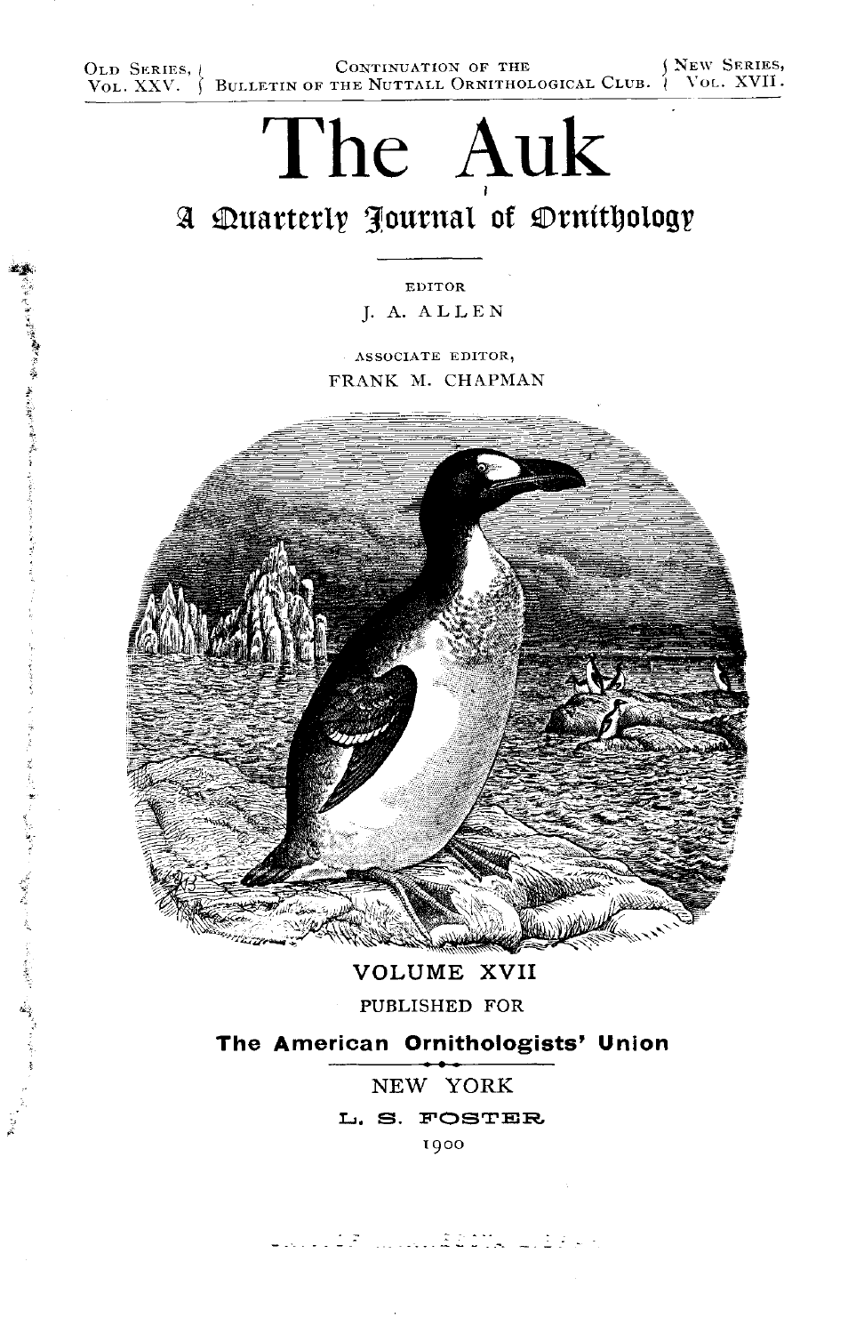OLD SERIES, VOL. XXV. | CONTINUATION OF THE BULLETIN OF THE NUTTALL ORNITHOLOGICAL CLUB. | NEW SERIES, VOL. XVII.

# The Auk

## A Quarterly Journal of Ornithology

EDITOR

J. A. ALLEN

ASSOCIATE EDITOR,

FRANK M. CHAPMAN

VOLUME XVII

PUBLISHED FOR

**The American Ornithologists' Union**

NEW YORK

L. S. FOSTER

1900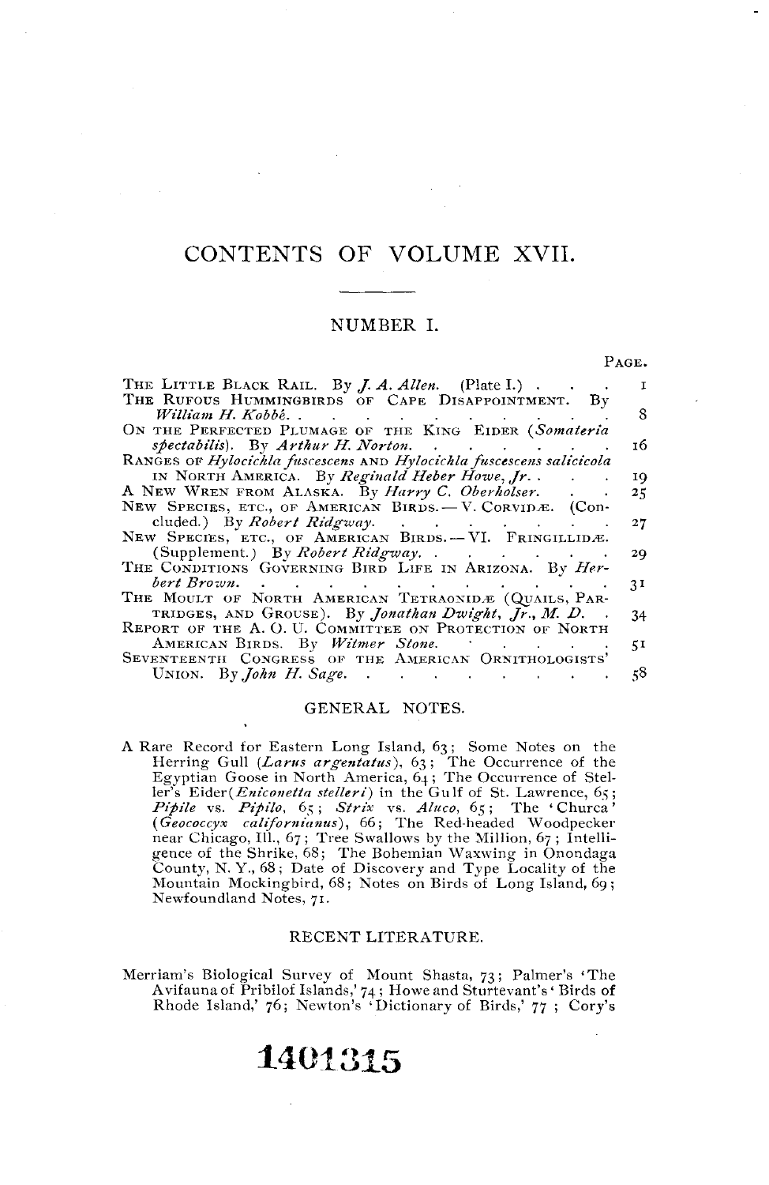# CONTENTS OF VOLUME XVII.

## NUMBER I.

| | PAGE. |
|---|---|
| THE LITTLE BLACK RAIL. By *J. A. Allen.* (Plate I.) | 1 |
| THE RUFOUS HUMMINGBIRDS OF CAPE DISAPPOINTMENT. By *William H. Kobbé.* | 8 |
| ON THE PERFECTED PLUMAGE OF THE KING EIDER (*Somateria spectabilis*). By *Arthur H. Norton.* | 16 |
| RANGES OF *Hylocichla fuscescens* AND *Hylocichla fuscescens salicicola* IN NORTH AMERICA. By *Reginald Heber Howe, Jr.* | 19 |
| A NEW WREN FROM ALASKA. By *Harry C. Oberholser.* | 25 |
| NEW SPECIES, ETC., OF AMERICAN BIRDS.—V. CORVIDÆ. (Concluded.) By *Robert Ridgway.* | 27 |
| NEW SPECIES, ETC., OF AMERICAN BIRDS.—VI. FRINGILLIDÆ. (Supplement.) By *Robert Ridgway.* | 29 |
| THE CONDITIONS GOVERNING BIRD LIFE IN ARIZONA. By *Herbert Brown.* | 31 |
| THE MOULT OF NORTH AMERICAN TETRAONIDÆ (QUAILS, PARTRIDGES, AND GROUSE). By *Jonathan Dwight, Jr., M. D.* | 34 |
| REPORT OF THE A. O. U. COMMITTEE ON PROTECTION OF NORTH AMERICAN BIRDS. By *Witmer Stone.* | 51 |
| SEVENTEENTH CONGRESS OF THE AMERICAN ORNITHOLOGISTS' UNION. By *John H. Sage.* | 58 |

### GENERAL NOTES.

A Rare Record for Eastern Long Island, 63; Some Notes on the Herring Gull (*Larus argentatus*), 63; The Occurrence of the Egyptian Goose in North America, 64; The Occurrence of Steller's Eider (*Eniconetta stelleri*) in the Gulf of St. Lawrence, 65; *Pipile* vs. *Pipilo*, 65; *Strix* vs. *Aluco*, 65; The 'Churca' (*Geococcyx californianus*), 66; The Red-headed Woodpecker near Chicago, Ill., 67; Tree Swallows by the Million, 67; Intelligence of the Shrike, 68; The Bohemian Waxwing in Onondaga County, N. Y., 68; Date of Discovery and Type Locality of the Mountain Mockingbird, 68; Notes on Birds of Long Island, 69; Newfoundland Notes, 71.

### RECENT LITERATURE.

Merriam's Biological Survey of Mount Shasta, 73; Palmer's 'The Avifauna of Pribilof Islands,' 74; Howe and Sturtevant's 'Birds of Rhode Island,' 76; Newton's 'Dictionary of Birds,' 77; Cory's

1401315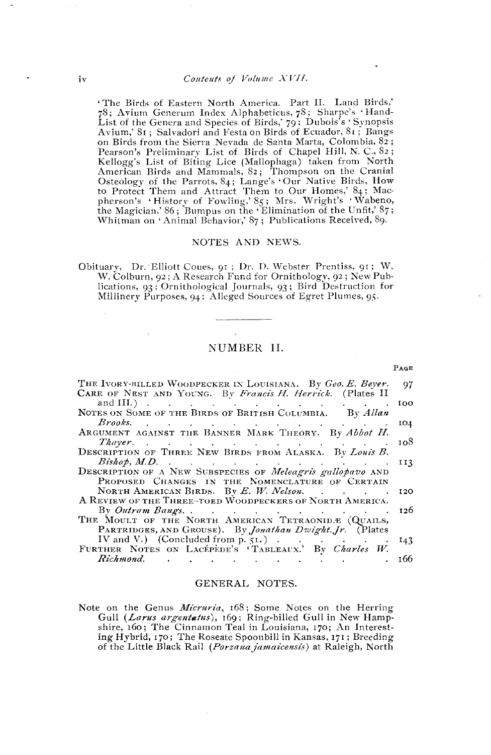'The Birds of Eastern North America. Part II. Land Birds,' 78; Avium Generum Index Alphabeticus, 78; Sharpe's 'Hand-List of the Genera and Species of Birds,' 79; Dubois's 'Synopsis Avium,' 81; Salvadori and Festa on Birds of Ecuador, 81; Bangs on Birds from the Sierra Nevada de Santa Marta, Colombia, 82; Pearson's Preliminary List of Birds of Chapel Hill, N. C., 82; Kellogg's List of Biting Lice (Mallophaga) taken from North American Birds and Mammals, 82; Thompson on the Cranial Osteology of the Parrots, 84; Lange's 'Our Native Birds, How to Protect Them and Attract Them to Our Homes,' 84; Macpherson's 'History of Fowling,' 85; Mrs. Wright's 'Wabeno, the Magician,' 86; Bumpus on the 'Elimination of the Unfit,' 87; Whitman on 'Animal Behavior,' 87; Publications Received, 89.

## NOTES AND NEWS.

Obituary, Dr. Elliott Coues, 91; Dr. D. Webster Prentiss, 91; W. W. Colburn, 92; A Research Fund for Ornithology, 92; New Publications, 93; Ornithological Journals, 93; Bird Destruction for Millinery Purposes, 94; Alleged Sources of Egret Plumes, 95.

---

## NUMBER II.

| | PAGE |
|---|---|
| THE IVORY-BILLED WOODPECKER IN LOUISIANA. By *Geo. E. Beyer.* | 97 |
| CARE OF NEST AND YOUNG. By *Francis H. Herrick.* (Plates II and III.) | 100 |
| NOTES ON SOME OF THE BIRDS OF BRITISH COLUMBIA. By *Allan Brooks.* | 104 |
| ARGUMENT AGAINST THE BANNER MARK THEORY. By *Abbott H. Thayer.* | 108 |
| DESCRIPTION OF THREE NEW BIRDS FROM ALASKA. By *Louis B. Bishop, M.D.* | 113 |
| DESCRIPTION OF A NEW SUBSPECIES OF *Meleagris gallopavo* AND PROPOSED CHANGES IN THE NOMENCLATURE OF CERTAIN NORTH AMERICAN BIRDS. By *E. W. Nelson.* | 120 |
| A REVIEW OF THE THREE-TOED WOODPECKERS OF NORTH AMERICA. By *Outram Bangs.* | 126 |
| THE MOULT OF THE NORTH AMERICAN TETRAONIDÆ (QUAILS, PARTRIDGES, AND GROUSE). By *Jonathan Dwight, Jr.* (Plates IV and V.) (Concluded from p. 51.) | 143 |
| FURTHER NOTES ON LACÉPÈDE'S 'TABLEAUX.' By *Charles W. Richmond.* | 166 |

## GENERAL NOTES.

Note on the Genus *Micruria*, 168; Some Notes on the Herring Gull (*Larus argentatus*), 169; Ring-billed Gull in New Hampshire, 160; The Cinnamon Teal in Louisiana, 170; An Interesting Hybrid, 170; The Roseate Spoonbill in Kansas, 171; Breeding of the Little Black Rail (*Porzana jamaicensis*) at Raleigh, North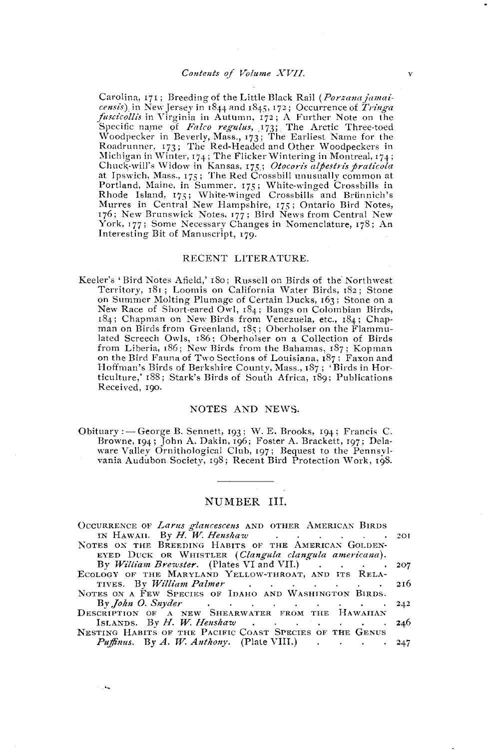Carolina, 171; Breeding of the Little Black Rail (*Porzana jamaicensis*) in New Jersey in 1844 and 1845, 172; Occurrence of *Tringa fuscicollis* in Virginia in Autumn, 172; A Further Note on the Specific name of *Falco regulus*, 173; The Arctic Three-toed Woodpecker in Beverly, Mass., 173; The Earliest Name for the Roadrunner, 173; The Red-Headed and Other Woodpeckers in Michigan in Winter, 174; The Flicker Wintering in Montreal, 174; Chuck-will's Widow in Kansas, 175; *Otocoris alpestris praticola* at Ipswich, Mass., 175; The Red Crossbill unusually common at Portland, Maine, in Summer, 175; White-winged Crossbills in Rhode Island, 175; White-winged Crossbills and Brünnich's Murres in Central New Hampshire, 175; Ontario Bird Notes, 176; New Brunswick Notes, 177; Bird News from Central New York, 177; Some Necessary Changes in Nomenclature, 178; An Interesting Bit of Manuscript, 179.

## RECENT LITERATURE.

Keeler's 'Bird Notes Afield,' 180; Russell on Birds of the Northwest Territory, 181; Loomis on California Water Birds, 182; Stone on Summer Molting Plumage of Certain Ducks, 163; Stone on a New Race of Short-eared Owl, 184; Bangs on Colombian Birds, 184; Chapman on New Birds from Venezuela, etc., 184; Chapman on Birds from Greenland, 185; Oberholser on the Flammulated Screech Owls, 186; Oberholser on a Collection of Birds from Liberia, 186; New Birds from the Bahamas, 187; Kopman on the Bird Fauna of Two Sections of Louisiana, 187; Faxon and Hoffman's Birds of Berkshire County, Mass., 187; 'Birds in Horticulture,' 188; Stark's Birds of South Africa, 189; Publications Received, 190.

## NOTES AND NEWS.

Obituary:— George B. Sennett, 193; W. E. Brooks, 194; Francis C. Browne, 194; John A. Dakin, 196; Foster A. Brackett, 197; Delaware Valley Ornithological Club, 197; Bequest to the Pennsylvania Audubon Society, 198; Recent Bird Protection Work, 198.

---

## NUMBER III.

Occurrence of *Larus glaucescens* and other American Birds in Hawaii. By *H. W. Henshaw* . . . . . . . 201

Notes on the Breeding Habits of the American Golden-eyed Duck or Whistler (*Clangula clangula americana*). By *William Brewster*. (Plates VI and VII.) . . . . . 207

Ecology of the Maryland Yellow-throat, and its Relatives. By *William Palmer* . . . . . . . . 216

Notes on a Few Species of Idaho and Washington Birds. By *John O. Snyder* . . . . . . . . . . 242

Description of a New Shearwater from the Hawaiian Islands. By *H. W. Henshaw* . . . . . . . . 246

Nesting Habits of the Pacific Coast Species of the Genus *Puffinus*. By *A. W. Anthony*. (Plate VIII.) . . . . . 247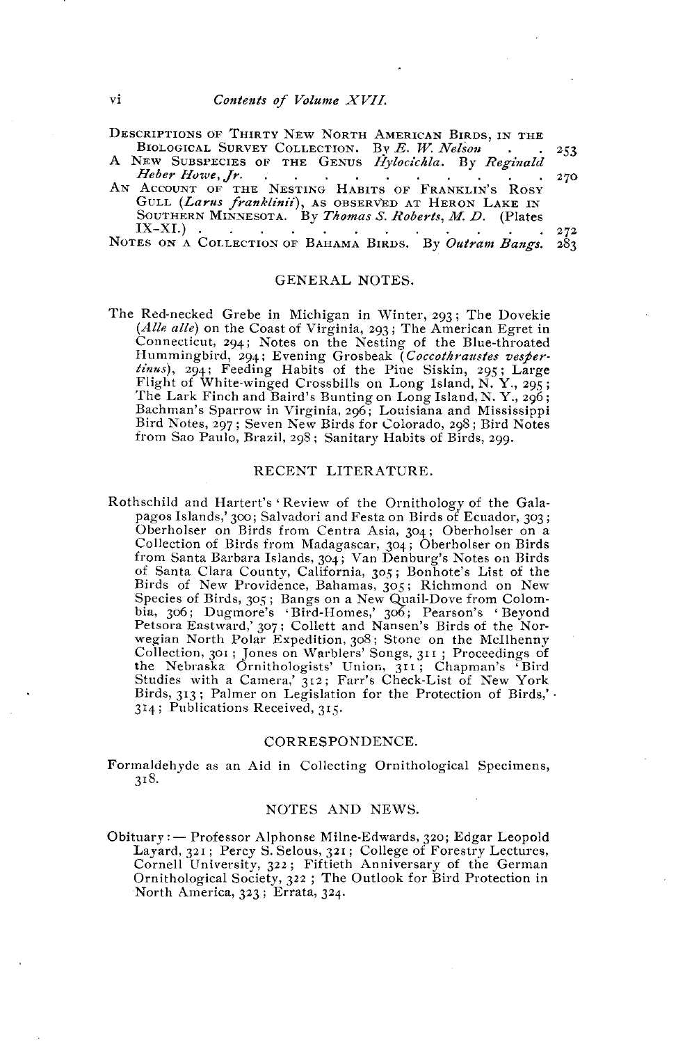DESCRIPTIONS OF THIRTY NEW NORTH AMERICAN BIRDS, IN THE BIOLOGICAL SURVEY COLLECTION. By *E. W. Nelson* . . 253

A NEW SUBSPECIES OF THE GENUS *Hylocichla*. By *Reginald Heber Howe, Jr.* . . . . . . . . . . 270

AN ACCOUNT OF THE NESTING HABITS OF FRANKLIN'S ROSY GULL (*Larus franklinii*), AS OBSERVED AT HERON LAKE IN SOUTHERN MINNESOTA. By *Thomas S. Roberts, M. D.* (Plates IX–XI.) . . . . . . . . . . . . 272

NOTES ON A COLLECTION OF BAHAMA BIRDS. By *Outram Bangs*. 283

## GENERAL NOTES.

The Red-necked Grebe in Michigan in Winter, 293; The Dovekie (*Alle alle*) on the Coast of Virginia, 293; The American Egret in Connecticut, 294; Notes on the Nesting of the Blue-throated Hummingbird, 294; Evening Grosbeak (*Coccothraustes vespertinus*), 294; Feeding Habits of the Pine Siskin, 295; Large Flight of White-winged Crossbills on Long Island, N. Y., 295; The Lark Finch and Baird's Bunting on Long Island, N. Y., 296; Bachman's Sparrow in Virginia, 296; Louisiana and Mississippi Bird Notes, 297; Seven New Birds for Colorado, 298; Bird Notes from Sao Paulo, Brazil, 298; Sanitary Habits of Birds, 299.

## RECENT LITERATURE.

Rothschild and Hartert's 'Review of the Ornithology of the Galapagos Islands,' 300; Salvadori and Festa on Birds of Ecuador, 303; Oberholser on Birds from Centra Asia, 304; Oberholser on a Collection of Birds from Madagascar, 304; Oberholser on Birds from Santa Barbara Islands, 304; Van Denburg's Notes on Birds of Santa Clara County, California, 305; Bonhote's List of the Birds of New Providence, Bahamas, 305; Richmond on New Species of Birds, 305; Bangs on a New Quail-Dove from Colombia, 306; Dugmore's 'Bird-Homes,' 306; Pearson's 'Beyond Petsora Eastward,' 307; Collett and Nansen's Birds of the Norwegian North Polar Expedition, 308; Stone on the McIlhenny Collection, 301; Jones on Warblers' Songs, 311; Proceedings of the Nebraska Ornithologists' Union, 311; Chapman's 'Bird Studies with a Camera,' 312; Farr's Check-List of New York Birds, 313; Palmer on Legislation for the Protection of Birds,' 314; Publications Received, 315.

## CORRESPONDENCE.

Formaldehyde as an Aid in Collecting Ornithological Specimens, 318.

## NOTES AND NEWS.

Obituary:— Professor Alphonse Milne-Edwards, 320; Edgar Leopold Layard, 321; Percy S. Selous, 321; College of Forestry Lectures, Cornell University, 322; Fiftieth Anniversary of the German Ornithological Society, 322; The Outlook for Bird Protection in North America, 323; Errata, 324.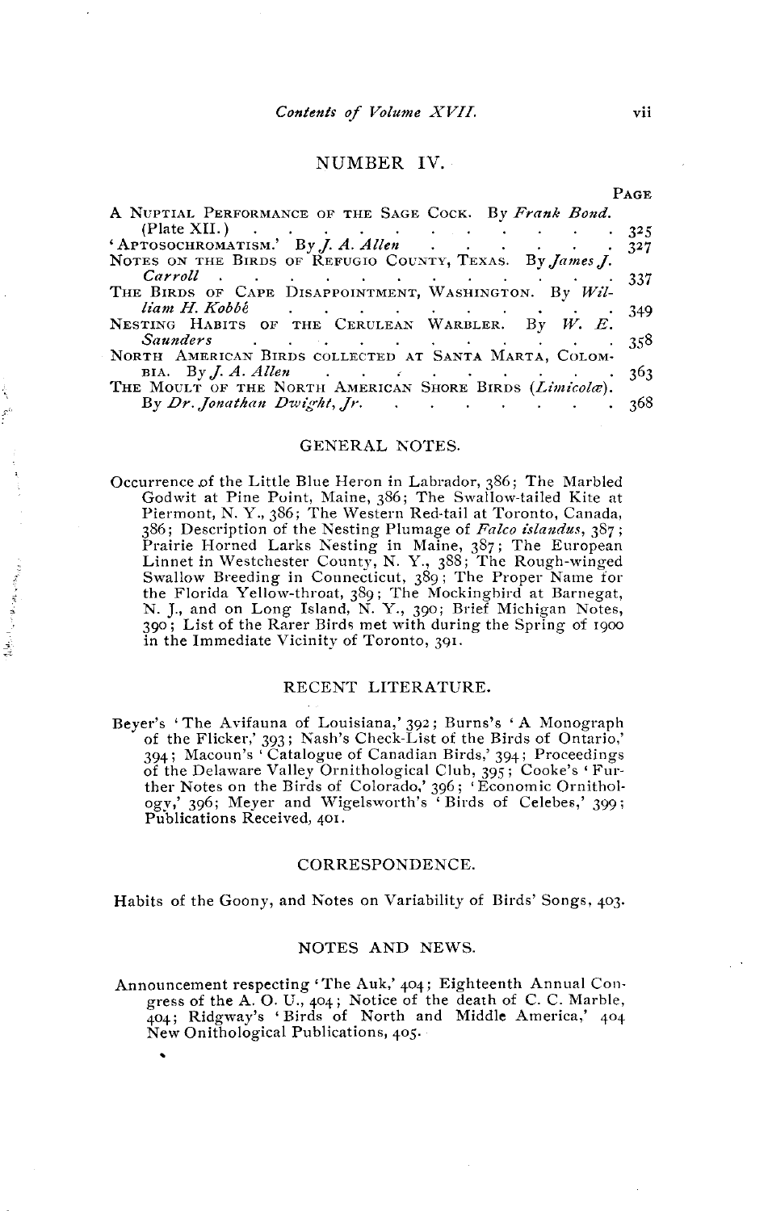## NUMBER IV.

| | PAGE |
|---|---|
| A NUPTIAL PERFORMANCE OF THE SAGE COCK. By *Frank Bond.* (Plate XII.) | 325 |
| 'APTOSOCHROMATISM.' By *J. A. Allen* | 327 |
| NOTES ON THE BIRDS OF REFUGIO COUNTY, TEXAS. By *James J. Carroll* | 337 |
| THE BIRDS OF CAPE DISAPPOINTMENT, WASHINGTON. By *William H. Kobbé* | 349 |
| NESTING HABITS OF THE CERULEAN WARBLER. By *W. E. Saunders* | 358 |
| NORTH AMERICAN BIRDS COLLECTED AT SANTA MARTA, COLOMBIA. By *J. A. Allen* | 363 |
| THE MOULT OF THE NORTH AMERICAN SHORE BIRDS (*Limicolæ*). By *Dr. Jonathan Dwight, Jr.* | 368 |

### GENERAL NOTES.

Occurrence of the Little Blue Heron in Labrador, 386; The Marbled Godwit at Pine Point, Maine, 386; The Swallow-tailed Kite at Piermont, N. Y., 386; The Western Red-tail at Toronto, Canada, 386; Description of the Nesting Plumage of *Falco islandus*, 387; Prairie Horned Larks Nesting in Maine, 387; The European Linnet in Westchester County, N. Y., 388; The Rough-winged Swallow Breeding in Connecticut, 389; The Proper Name for the Florida Yellow-throat, 389; The Mockingbird at Barnegat, N. J., and on Long Island, N. Y., 390; Brief Michigan Notes, 390; List of the Rarer Birds met with during the Spring of 1900 in the Immediate Vicinity of Toronto, 391.

### RECENT LITERATURE.

Beyer's 'The Avifauna of Louisiana,' 392; Burns's 'A Monograph of the Flicker,' 393; Nash's Check-List of the Birds of Ontario,' 394; Macoun's 'Catalogue of Canadian Birds,' 394; Proceedings of the Delaware Valley Ornithological Club, 395; Cooke's 'Further Notes on the Birds of Colorado,' 396; 'Economic Ornithology,' 396; Meyer and Wigelsworth's 'Birds of Celebes,' 399; Publications Received, 401.

### CORRESPONDENCE.

Habits of the Goony, and Notes on Variability of Birds' Songs, 403.

### NOTES AND NEWS.

Announcement respecting 'The Auk,' 404; Eighteenth Annual Congress of the A. O. U., 404; Notice of the death of C. C. Marble, 404; Ridgway's 'Birds of North and Middle America,' 404 New Onithological Publications, 405.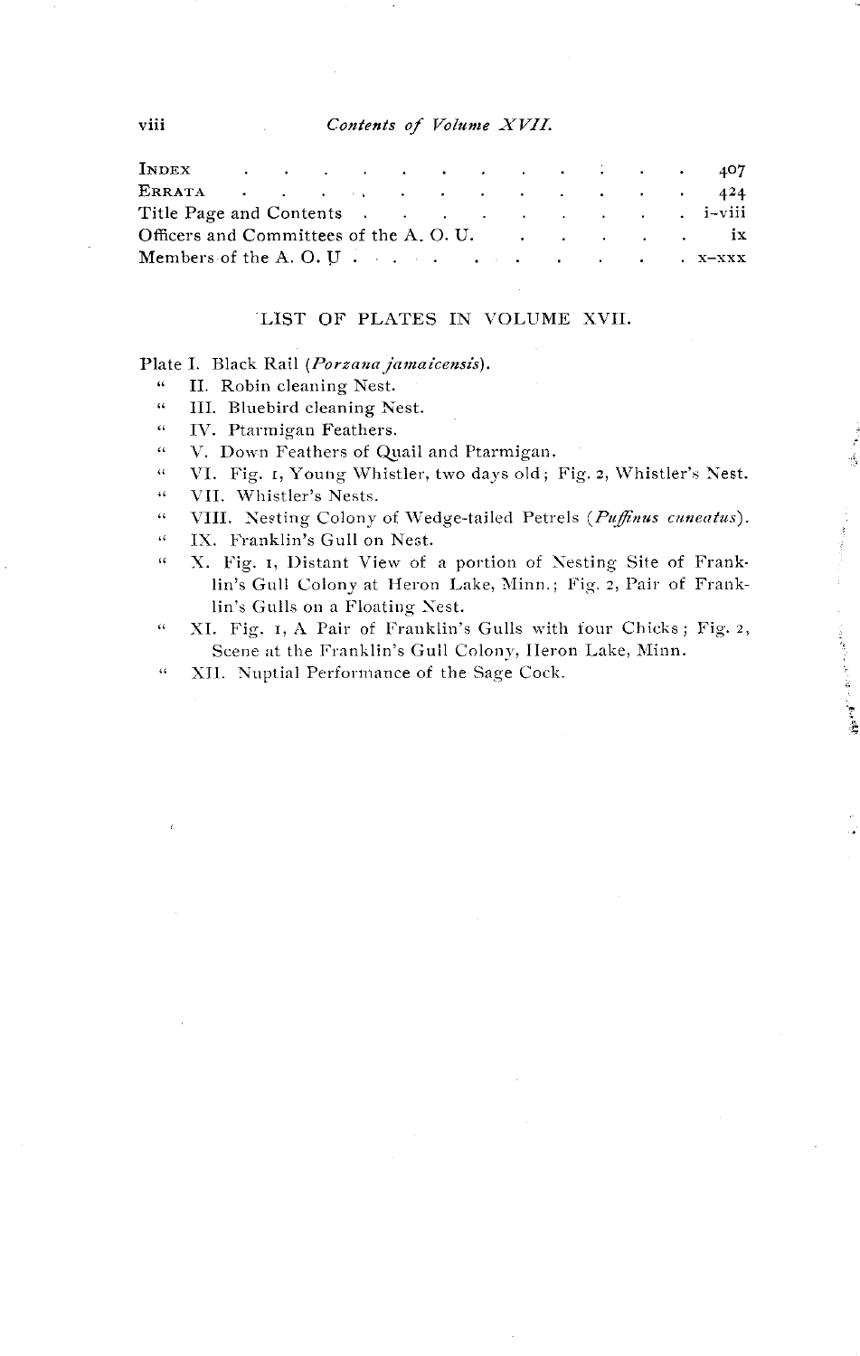| | |
|---|---|
| INDEX | 407 |
| ERRATA | 424 |
| Title Page and Contents | i–viii |
| Officers and Committees of the A. O. U. | ix |
| Members of the A. O. U | x–xxx |

## LIST OF PLATES IN VOLUME XVII.

Plate I. Black Rail (*Porzana jamaicensis*).

" II. Robin cleaning Nest.

" III. Bluebird cleaning Nest.

" IV. Ptarmigan Feathers.

" V. Down Feathers of Quail and Ptarmigan.

" VI. Fig. 1, Young Whistler, two days old; Fig. 2, Whistler's Nest.

" VII. Whistler's Nests.

" VIII. Nesting Colony of Wedge-tailed Petrels (*Puffinus cuneatus*).

" IX. Franklin's Gull on Nest.

" X. Fig. 1, Distant View of a portion of Nesting Site of Franklin's Gull Colony at Heron Lake, Minn.; Fig. 2, Pair of Franklin's Gulls on a Floating Nest.

" XI. Fig. 1, A Pair of Franklin's Gulls with four Chicks; Fig. 2, Scene at the Franklin's Gull Colony, Heron Lake, Minn.

" XII. Nuptial Performance of the Sage Cock.